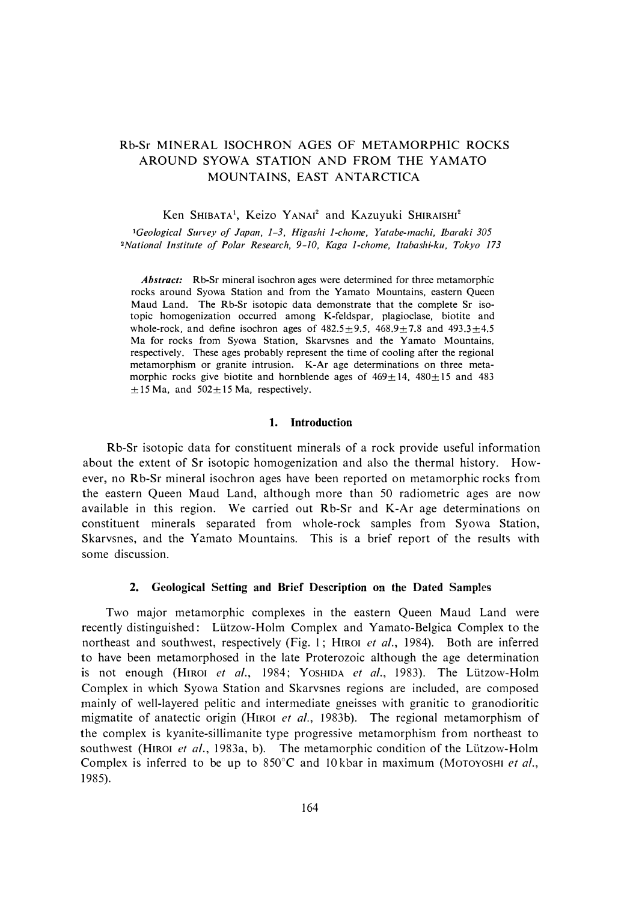# Rb-Sr MINERAL ISOCHRON AGES OF METAMORPHIC ROCKS AROUND SYOWA STATION AND FROM THE YAMATO MOUNTAINS, EAST ANTARCTICA

Ken SHIBATA[1], Keizo YANAI[2] and Kazuyuki SHIRAISHI[2]

[1]*Geological Survey of Japan, 1-3, Higashi 1-chome, Yatabe-machi, Ibaraki 305*
[2]*National Institute of Polar Research, 9-10, Kaga 1-chome, Itabashi-ku, Tokyo 173*

***Abstract:*** Rb-Sr mineral isochron ages were determined for three metamorphic rocks around Syowa Station and from the Yamato Mountains, eastern Queen Maud Land. The Rb-Sr isotopic data demonstrate that the complete Sr isotopic homogenization occurred among K-feldspar, plagioclase, biotite and whole-rock, and define isochron ages of $482.5 \pm 9.5$, $468.9 \pm 7.8$ and $493.3 \pm 4.5$ Ma for rocks from Syowa Station, Skarvsnes and the Yamato Mountains, respectively. These ages probably represent the time of cooling after the regional metamorphism or granite intrusion. K-Ar age determinations on three metamorphic rocks give biotite and hornblende ages of $469 \pm 14$, $480 \pm 15$ and $483 \pm 15$ Ma, and $502 \pm 15$ Ma, respectively.

## 1. Introduction

Rb-Sr isotopic data for constituent minerals of a rock provide useful information about the extent of Sr isotopic homogenization and also the thermal history. However, no Rb-Sr mineral isochron ages have been reported on metamorphic rocks from the eastern Queen Maud Land, although more than 50 radiometric ages are now available in this region. We carried out Rb-Sr and K-Ar age determinations on constituent minerals separated from whole-rock samples from Syowa Station, Skarvsnes, and the Yamato Mountains. This is a brief report of the results with some discussion.

## 2. Geological Setting and Brief Description on the Dated Samples

Two major metamorphic complexes in the eastern Queen Maud Land were recently distinguished: Lützow-Holm Complex and Yamato-Belgica Complex to the northeast and southwest, respectively (Fig. 1; HIROI *et al.*, 1984). Both are inferred to have been metamorphosed in the late Proterozoic although the age determination is not enough (HIROI *et al.*, 1984; YOSHIDA *et al.*, 1983). The Lützow-Holm Complex in which Syowa Station and Skarvsnes regions are included, are composed mainly of well-layered pelitic and intermediate gneisses with granitic to granodioritic migmatite of anatectic origin (HIROI *et al.*, 1983b). The regional metamorphism of the complex is kyanite-sillimanite type progressive metamorphism from northeast to southwest (HIROI *et al.*, 1983a, b). The metamorphic condition of the Lützow-Holm Complex is inferred to be up to 850°C and 10 kbar in maximum (MOTOYOSHI *et al.*, 1985).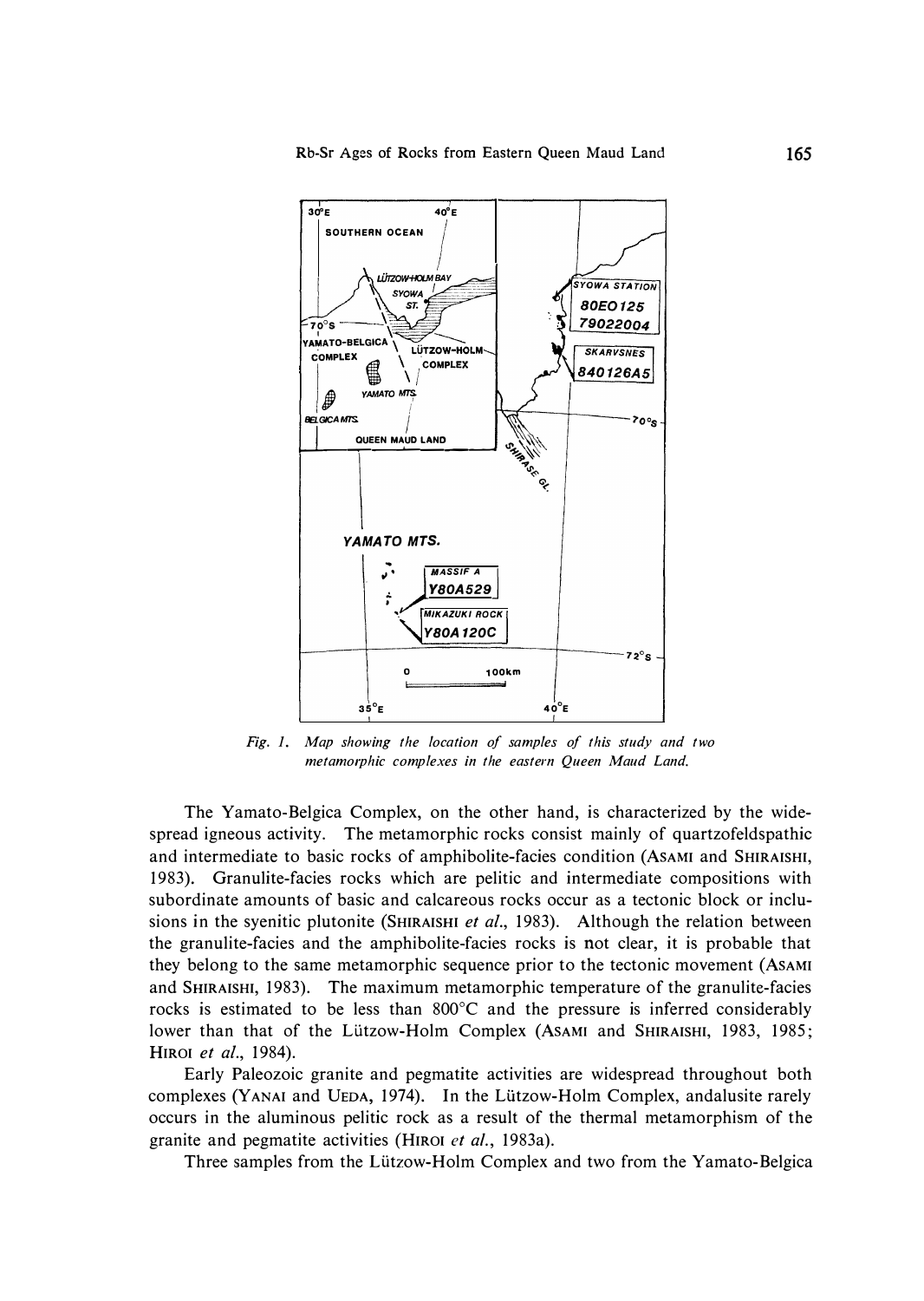Fig. 1. Map showing the location of samples of this study and two metamorphic complexes in the eastern Queen Maud Land.

The Yamato-Belgica Complex, on the other hand, is characterized by the widespread igneous activity. The metamorphic rocks consist mainly of quartzofeldspathic and intermediate to basic rocks of amphibolite-facies condition (ASAMI and SHIRAISHI, 1983). Granulite-facies rocks which are pelitic and intermediate compositions with subordinate amounts of basic and calcareous rocks occur as a tectonic block or inclusions in the syenitic plutonite (SHIRAISHI *et al.*, 1983). Although the relation between the granulite-facies and the amphibolite-facies rocks is not clear, it is probable that they belong to the same metamorphic sequence prior to the tectonic movement (ASAMI and SHIRAISHI, 1983). The maximum metamorphic temperature of the granulite-facies rocks is estimated to be less than 800°C and the pressure is inferred considerably lower than that of the Lützow-Holm Complex (ASAMI and SHIRAISHI, 1983, 1985; HIROI *et al.*, 1984).

Early Paleozoic granite and pegmatite activities are widespread throughout both complexes (YANAI and UEDA, 1974). In the Lützow-Holm Complex, andalusite rarely occurs in the aluminous pelitic rock as a result of the thermal metamorphism of the granite and pegmatite activities (HIROI *et al.*, 1983a).

Three samples from the Lützow-Holm Complex and two from the Yamato-Belgica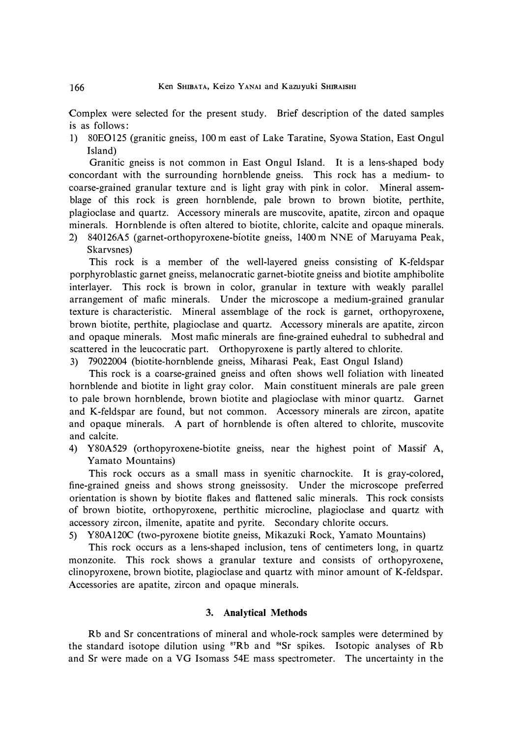Complex were selected for the present study. Brief description of the dated samples is as follows:

1) 80EO125 (granitic gneiss, 100 m east of Lake Taratine, Syowa Station, East Ongul Island)

   Granitic gneiss is not common in East Ongul Island. It is a lens-shaped body concordant with the surrounding hornblende gneiss. This rock has a medium- to coarse-grained granular texture and is light gray with pink in color. Mineral assemblage of this rock is green hornblende, pale brown to brown biotite, perthite, plagioclase and quartz. Accessory minerals are muscovite, apatite, zircon and opaque minerals. Hornblende is often altered to biotite, chlorite, calcite and opaque minerals.

2) 840126A5 (garnet-orthopyroxene-biotite gneiss, 1400 m NNE of Maruyama Peak, Skarvsnes)

   This rock is a member of the well-layered gneiss consisting of K-feldspar porphyroblastic garnet gneiss, melanocratic garnet-biotite gneiss and biotite amphibolite interlayer. This rock is brown in color, granular in texture with weakly parallel arrangement of mafic minerals. Under the microscope a medium-grained granular texture is characteristic. Mineral assemblage of the rock is garnet, orthopyroxene, brown biotite, perthite, plagioclase and quartz. Accessory minerals are apatite, zircon and opaque minerals. Most mafic minerals are fine-grained euhedral to subhedral and scattered in the leucocratic part. Orthopyroxene is partly altered to chlorite.

3) 79022004 (biotite-hornblende gneiss, Miharasi Peak, East Ongul Island)

   This rock is a coarse-grained gneiss and often shows well foliation with lineated hornblende and biotite in light gray color. Main constituent minerals are pale green to pale brown hornblende, brown biotite and plagioclase with minor quartz. Garnet and K-feldspar are found, but not common. Accessory minerals are zircon, apatite and opaque minerals. A part of hornblende is often altered to chlorite, muscovite and calcite.

4) Y80A529 (orthopyroxene-biotite gneiss, near the highest point of Massif A, Yamato Mountains)

   This rock occurs as a small mass in syenitic charnockite. It is gray-colored, fine-grained gneiss and shows strong gneissosity. Under the microscope preferred orientation is shown by biotite flakes and flattened salic minerals. This rock consists of brown biotite, orthopyroxene, perthitic microcline, plagioclase and quartz with accessory zircon, ilmenite, apatite and pyrite. Secondary chlorite occurs.

5) Y80A120C (two-pyroxene biotite gneiss, Mikazuki Rock, Yamato Mountains)

   This rock occurs as a lens-shaped inclusion, tens of centimeters long, in quartz monzonite. This rock shows a granular texture and consists of orthopyroxene, clinopyroxene, brown biotite, plagioclase and quartz with minor amount of K-feldspar. Accessories are apatite, zircon and opaque minerals.

## 3. Analytical Methods

Rb and Sr concentrations of mineral and whole-rock samples were determined by the standard isotope dilution using $^{87}$Rb and $^{84}$Sr spikes. Isotopic analyses of Rb and Sr were made on a VG Isomass 54E mass spectrometer. The uncertainty in the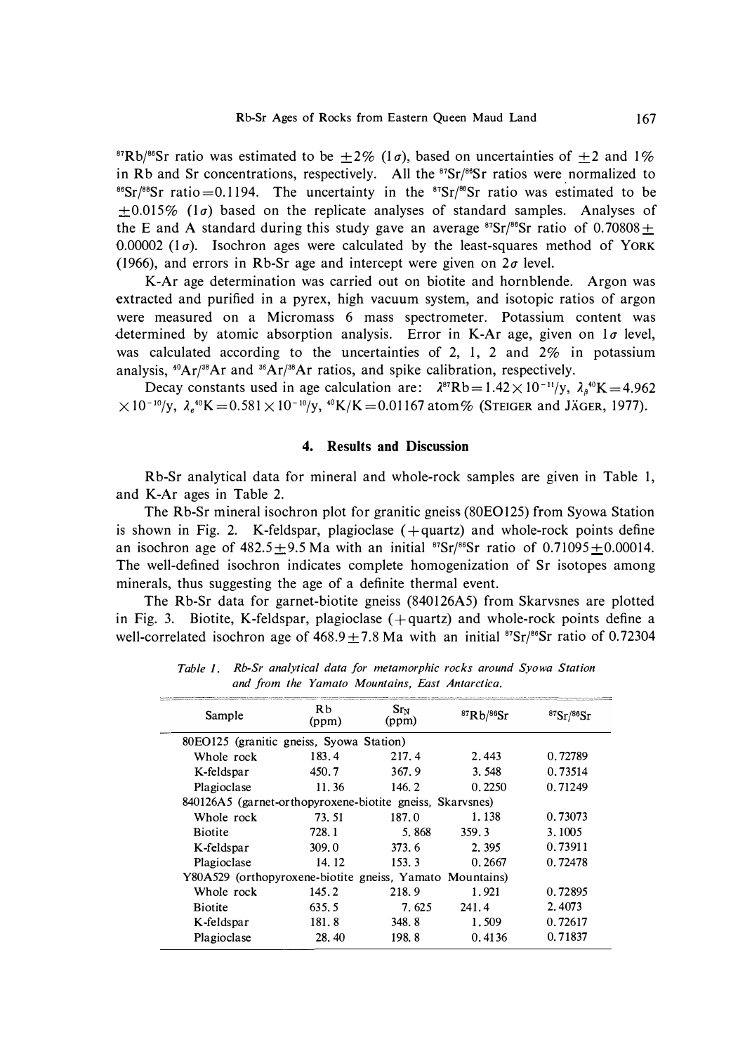$^{87}Rb/^{86}Sr$ ratio was estimated to be $\pm 2\%$ ($1\sigma$), based on uncertainties of $\pm 2$ and 1% in Rb and Sr concentrations, respectively. All the $^{87}Sr/^{86}Sr$ ratios were normalized to $^{86}Sr/^{88}Sr$ ratio$=0.1194$. The uncertainty in the $^{87}Sr/^{86}Sr$ ratio was estimated to be $\pm 0.015\%$ ($1\sigma$) based on the replicate analyses of standard samples. Analyses of the E and A standard during this study gave an average $^{87}Sr/^{86}Sr$ ratio of $0.70808 \pm 0.00002$ ($1\sigma$). Isochron ages were calculated by the least-squares method of YORK (1966), and errors in Rb-Sr age and intercept were given on $2\sigma$ level.

K-Ar age determination was carried out on biotite and hornblende. Argon was extracted and purified in a pyrex, high vacuum system, and isotopic ratios of argon were measured on a Micromass 6 mass spectrometer. Potassium content was determined by atomic absorption analysis. Error in K-Ar age, given on $1\sigma$ level, was calculated according to the uncertainties of 2, 1, 2 and 2% in potassium analysis, $^{40}Ar/^{38}Ar$ and $^{36}Ar/^{38}Ar$ ratios, and spike calibration, respectively.

Decay constants used in age calculation are: $\lambda^{87}Rb = 1.42 \times 10^{-11}$/y, $\lambda_{\beta}{}^{40}K = 4.962 \times 10^{-10}$/y, $\lambda_{e}{}^{40}K = 0.581 \times 10^{-10}$/y, $^{40}K/K = 0.01167$ atom% (STEIGER and JÄGER, 1977).

## 4. Results and Discussion

Rb-Sr analytical data for mineral and whole-rock samples are given in Table 1, and K-Ar ages in Table 2.

The Rb-Sr mineral isochron plot for granitic gneiss (80EO125) from Syowa Station is shown in Fig. 2. K-feldspar, plagioclase (+quartz) and whole-rock points define an isochron age of $482.5 \pm 9.5$ Ma with an initial $^{87}Sr/^{86}Sr$ ratio of $0.71095 \pm 0.00014$. The well-defined isochron indicates complete homogenization of Sr isotopes among minerals, thus suggesting the age of a definite thermal event.

The Rb-Sr data for garnet-biotite gneiss (840126A5) from Skarvsnes are plotted in Fig. 3. Biotite, K-feldspar, plagioclase (+quartz) and whole-rock points define a well-correlated isochron age of $468.9 \pm 7.8$ Ma with an initial $^{87}Sr/^{86}Sr$ ratio of 0.72304

*Table 1. Rb-Sr analytical data for metamorphic rocks around Syowa Station and from the Yamato Mountains, East Antarctica.*

| Sample | Rb (ppm) | $Sr_N$ (ppm) | $^{87}Rb/^{86}Sr$ | $^{87}Sr/^{86}Sr$ |
|---|---|---|---|---|
| 80EO125 (granitic gneiss, Syowa Station) | | | | |
| Whole rock | 183.4 | 217.4 | 2.443 | 0.72789 |
| K-feldspar | 450.7 | 367.9 | 3.548 | 0.73514 |
| Plagioclase | 11.36 | 146.2 | 0.2250 | 0.71249 |
| 840126A5 (garnet-orthopyroxene-biotite gneiss, Skarvsnes) | | | | |
| Whole rock | 73.51 | 187.0 | 1.138 | 0.73073 |
| Biotite | 728.1 | 5.868 | 359.3 | 3.1005 |
| K-feldspar | 309.0 | 373.6 | 2.395 | 0.73911 |
| Plagioclase | 14.12 | 153.3 | 0.2667 | 0.72478 |
| Y80A529 (orthopyroxene-biotite gneiss, Yamato Mountains) | | | | |
| Whole rock | 145.2 | 218.9 | 1.921 | 0.72895 |
| Biotite | 635.5 | 7.625 | 241.4 | 2.4073 |
| K-feldspar | 181.8 | 348.8 | 1.509 | 0.72617 |
| Plagioclase | 28.40 | 198.8 | 0.4136 | 0.71837 |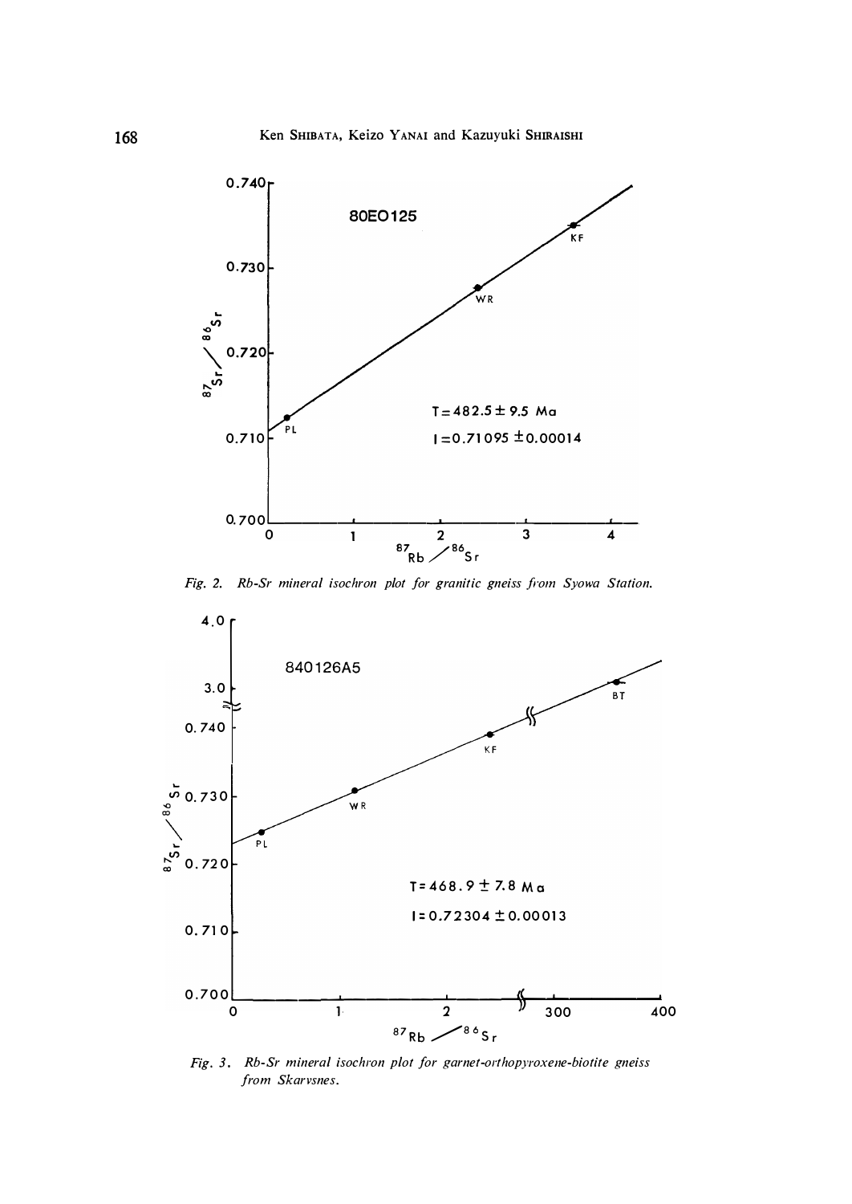Fig. 2. Rb-Sr mineral isochron plot for granitic gneiss from Syowa Station.

Fig. 3. Rb-Sr mineral isochron plot for garnet-orthopyroxene-biotite gneiss from Skarvsnes.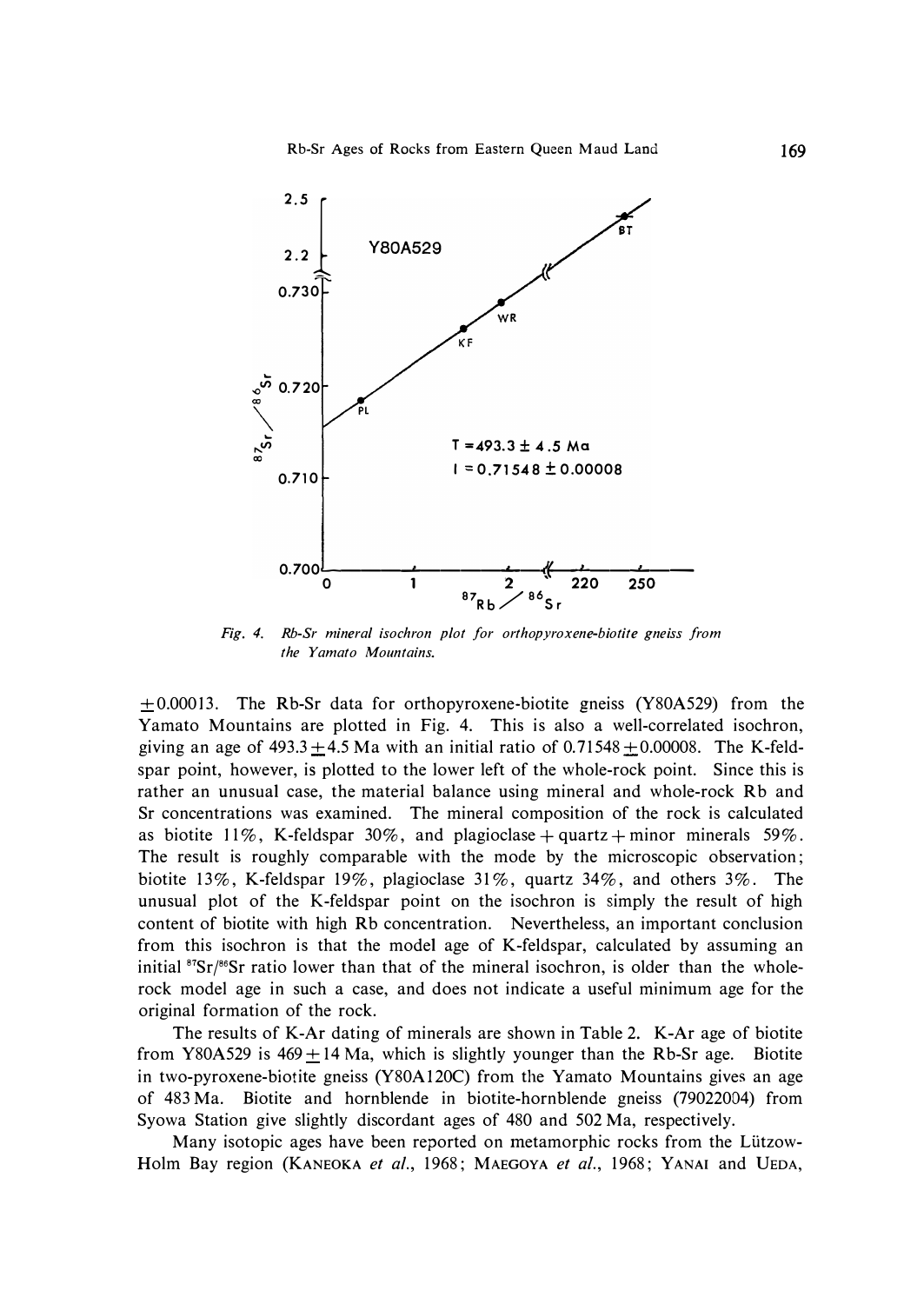*Fig. 4. Rb-Sr mineral isochron plot for orthopyroxene-biotite gneiss from the Yamato Mountains.*

$\pm 0.00013$. The Rb-Sr data for orthopyroxene-biotite gneiss (Y80A529) from the Yamato Mountains are plotted in Fig. 4. This is also a well-correlated isochron, giving an age of $493.3 \pm 4.5$ Ma with an initial ratio of $0.71548 \pm 0.00008$. The K-feldspar point, however, is plotted to the lower left of the whole-rock point. Since this is rather an unusual case, the material balance using mineral and whole-rock Rb and Sr concentrations was examined. The mineral composition of the rock is calculated as biotite 11%, K-feldspar 30%, and plagioclase + quartz + minor minerals 59%. The result is roughly comparable with the mode by the microscopic observation; biotite 13%, K-feldspar 19%, plagioclase 31%, quartz 34%, and others 3%. The unusual plot of the K-feldspar point on the isochron is simply the result of high content of biotite with high Rb concentration. Nevertheless, an important conclusion from this isochron is that the model age of K-feldspar, calculated by assuming an initial $^{87}Sr/^{86}Sr$ ratio lower than that of the mineral isochron, is older than the whole-rock model age in such a case, and does not indicate a useful minimum age for the original formation of the rock.

The results of K-Ar dating of minerals are shown in Table 2. K-Ar age of biotite from Y80A529 is $469 \pm 14$ Ma, which is slightly younger than the Rb-Sr age. Biotite in two-pyroxene-biotite gneiss (Y80A120C) from the Yamato Mountains gives an age of 483 Ma. Biotite and hornblende in biotite-hornblende gneiss (79022004) from Syowa Station give slightly discordant ages of 480 and 502 Ma, respectively.

Many isotopic ages have been reported on metamorphic rocks from the Lützow-Holm Bay region (KANEOKA *et al.*, 1968; MAEGOYA *et al.*, 1968; YANAI and UEDA,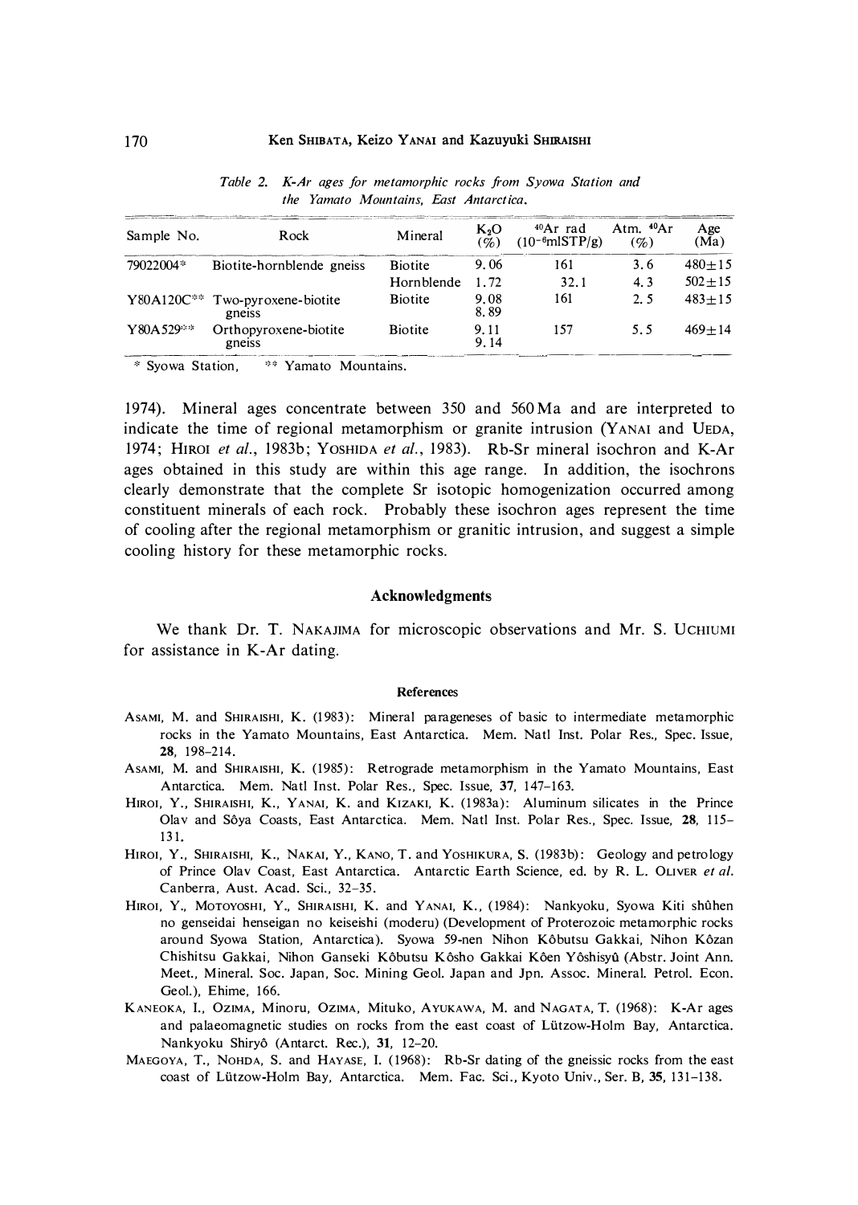*Table 2. K-Ar ages for metamorphic rocks from Syowa Station and the Yamato Mountains, East Antarctica.*

| Sample No. | Rock | Mineral | $K_2O$ (%) | $^{40}Ar$ rad ($10^{-6}$mlSTP/g) | Atm. $^{40}Ar$ (%) | Age (Ma) |
|---|---|---|---|---|---|---|
| 79022004* | Biotite-hornblende gneiss | Biotite | 9.06 | 161 | 3.6 | 480±15 |
| | | Hornblende | 1.72 | 32.1 | 4.3 | 502±15 |
| Y80A120C** | Two-pyroxene-biotite gneiss | Biotite | 9.08<br>8.89 | 161 | 2.5 | 483±15 |
| Y80A529** | Orthopyroxene-biotite gneiss | Biotite | 9.11<br>9.14 | 157 | 5.5 | 469±14 |

\* Syowa Station, ** Yamato Mountains.

1974). Mineral ages concentrate between 350 and 560 Ma and are interpreted to indicate the time of regional metamorphism or granite intrusion (YANAI and UEDA, 1974; HIROI *et al.*, 1983b; YOSHIDA *et al.*, 1983). Rb-Sr mineral isochron and K-Ar ages obtained in this study are within this age range. In addition, the isochrons clearly demonstrate that the complete Sr isotopic homogenization occurred among constituent minerals of each rock. Probably these isochron ages represent the time of cooling after the regional metamorphism or granitic intrusion, and suggest a simple cooling history for these metamorphic rocks.

## Acknowledgments

We thank Dr. T. NAKAJIMA for microscopic observations and Mr. S. UCHIUMI for assistance in K-Ar dating.

### References

ASAMI, M. and SHIRAISHI, K. (1983): Mineral parageneses of basic to intermediate metamorphic rocks in the Yamato Mountains, East Antarctica. Mem. Natl Inst. Polar Res., Spec. Issue, **28**, 198–214.

ASAMI, M. and SHIRAISHI, K. (1985): Retrograde metamorphism in the Yamato Mountains, East Antarctica. Mem. Natl Inst. Polar Res., Spec. Issue, **37**, 147–163.

HIROI, Y., SHIRAISHI, K., YANAI, K. and KIZAKI, K. (1983a): Aluminum silicates in the Prince Olav and Sôya Coasts, East Antarctica. Mem. Natl Inst. Polar Res., Spec. Issue, **28**, 115–131.

HIROI, Y., SHIRAISHI, K., NAKAI, Y., KANO, T. and YOSHIKURA, S. (1983b): Geology and petrology of Prince Olav Coast, East Antarctica. Antarctic Earth Science, ed. by R. L. OLIVER *et al.* Canberra, Aust. Acad. Sci., 32–35.

HIROI, Y., MOTOYOSHI, Y., SHIRAISHI, K. and YANAI, K., (1984): Nankyoku, Syowa Kiti shûhen no genseidai henseigan no keiseishi (moderu) (Development of Proterozoic metamorphic rocks around Syowa Station, Antarctica). Syowa 59-nen Nihon Kôbutsu Gakkai, Nihon Kôzan Chishitsu Gakkai, Nihon Ganseki Kôbutsu Kôsho Gakkai Kôen Yôshisyû (Abstr. Joint Ann. Meet., Mineral. Soc. Japan, Soc. Mining Geol. Japan and Jpn. Assoc. Mineral. Petrol. Econ. Geol.), Ehime, 166.

KANEOKA, I., OZIMA, Minoru, OZIMA, Mituko, AYUKAWA, M. and NAGATA, T. (1968): K-Ar ages and palaeomagnetic studies on rocks from the east coast of Lützow-Holm Bay, Antarctica. Nankyoku Shiryô (Antarct. Rec.), **31**, 12–20.

MAEGOYA, T., NOHDA, S. and HAYASE, I. (1968): Rb-Sr dating of the gneissic rocks from the east coast of Lützow-Holm Bay, Antarctica. Mem. Fac. Sci., Kyoto Univ., Ser. B, **35**, 131–138.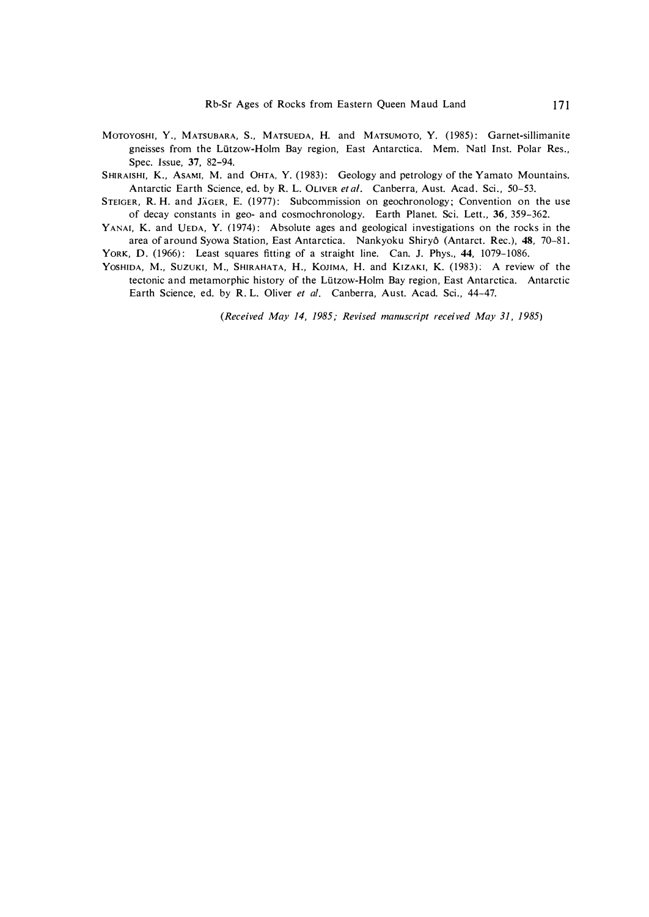MOTOYOSHI, Y., MATSUBARA, S., MATSUEDA, H. and MATSUMOTO, Y. (1985): Garnet-sillimanite gneisses from the Lützow-Holm Bay region, East Antarctica. Mem. Natl Inst. Polar Res., Spec. Issue, **37**, 82–94.

SHIRAISHI, K., ASAMI, M. and OHTA, Y. (1983): Geology and petrology of the Yamato Mountains. Antarctic Earth Science, ed. by R. L. OLIVER *et al*. Canberra, Aust. Acad. Sci., 50–53.

STEIGER, R. H. and JÄGER, E. (1977): Subcommission on geochronology; Convention on the use of decay constants in geo- and cosmochronology. Earth Planet. Sci. Lett., **36**, 359–362.

YANAI, K. and UEDA, Y. (1974): Absolute ages and geological investigations on the rocks in the area of around Syowa Station, East Antarctica. Nankyoku Shiryô (Antarct. Rec.), **48**, 70–81.

YORK, D. (1966): Least squares fitting of a straight line. Can. J. Phys., **44**, 1079–1086.

YOSHIDA, M., SUZUKI, M., SHIRAHATA, H., KOJIMA, H. and KIZAKI, K. (1983): A review of the tectonic and metamorphic history of the Lützow-Holm Bay region, East Antarctica. Antarctic Earth Science, ed. by R. L. Oliver *et al*. Canberra, Aust. Acad. Sci., 44–47.

*(Received May 14, 1985; Revised manuscript received May 31, 1985)*